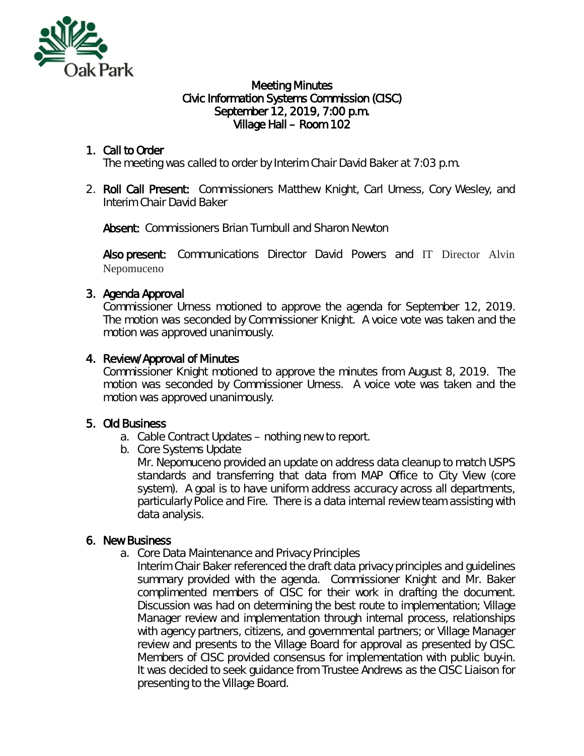# Meeting Minutes
## Civic Information Systems Commission (CISC)
## September 12, 2019, 7:00 p.m.
## Village Hall – Room 102

1. **Call to Order**
   The meeting was called to order by Interim Chair David Baker at 7:03 p.m.

2. **Roll Call Present:** Commissioners Matthew Knight, Carl Urness, Cory Wesley, and Interim Chair David Baker

   **Absent:** Commissioners Brian Turnbull and Sharon Newton

   **Also present:** Communications Director David Powers and IT Director Alvin Nepomuceno

3. **Agenda Approval**
   Commissioner Urness motioned to approve the agenda for September 12, 2019. The motion was seconded by Commissioner Knight. A voice vote was taken and the motion was approved unanimously.

4. **Review/Approval of Minutes**
   Commissioner Knight motioned to approve the minutes from August 8, 2019. The motion was seconded by Commissioner Urness. A voice vote was taken and the motion was approved unanimously.

5. **Old Business**
   a. Cable Contract Updates – nothing new to report.
   b. Core Systems Update
      Mr. Nepomuceno provided an update on address data cleanup to match USPS standards and transferring that data from MAP Office to City View (core system). A goal is to have uniform address accuracy across all departments, particularly Police and Fire. There is a data internal review team assisting with data analysis.

6. **New Business**
   a. Core Data Maintenance and Privacy Principles
      Interim Chair Baker referenced the draft data privacy principles and guidelines summary provided with the agenda. Commissioner Knight and Mr. Baker complimented members of CISC for their work in drafting the document. Discussion was had on determining the best route to implementation; Village Manager review and implementation through internal process, relationships with agency partners, citizens, and governmental partners; or Village Manager review and presents to the Village Board for approval as presented by CISC. Members of CISC provided consensus for implementation with public buy-in. It was decided to seek guidance from Trustee Andrews as the CISC Liaison for presenting to the Village Board.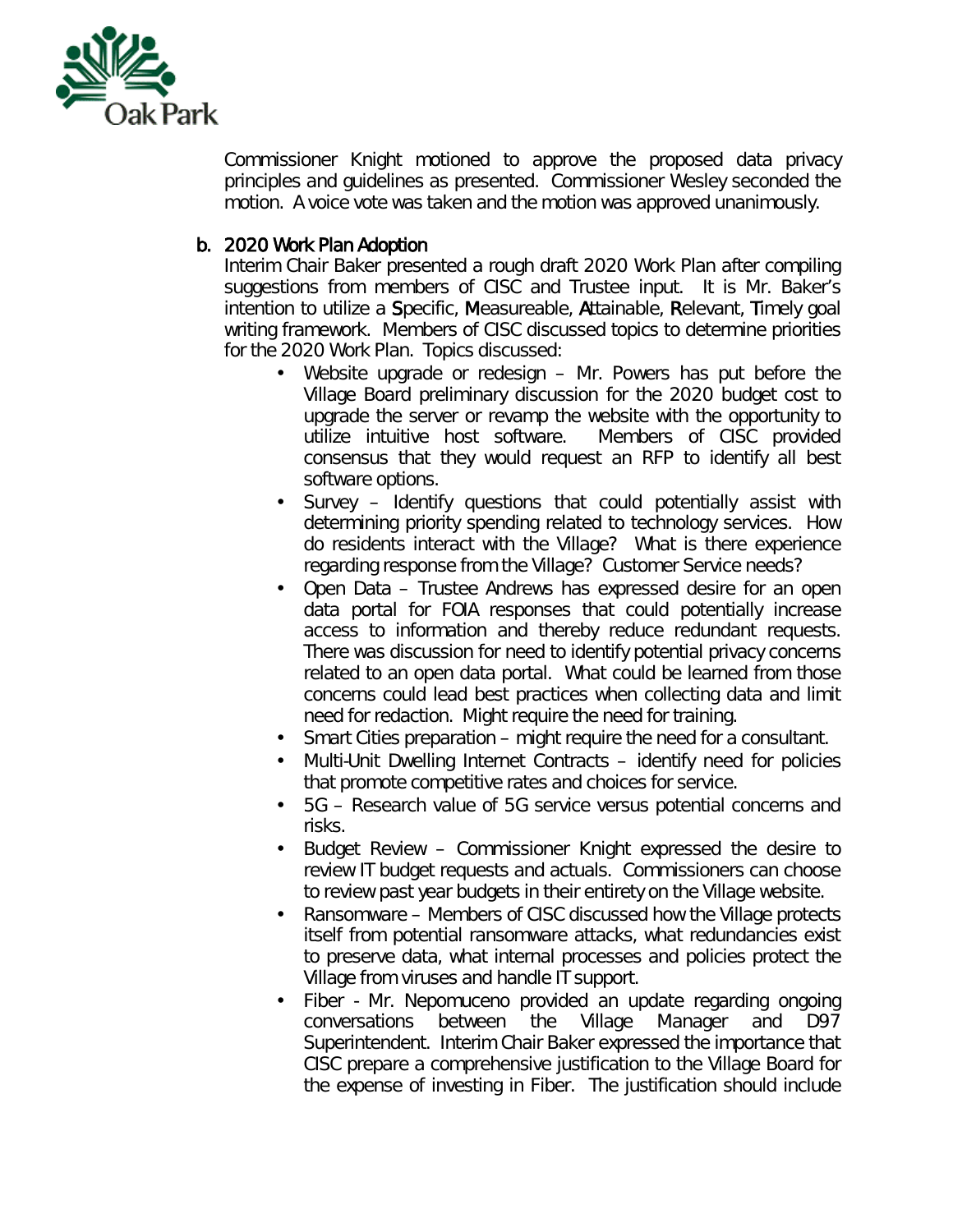Commissioner Knight motioned to approve the proposed data privacy principles and guidelines as presented. Commissioner Wesley seconded the motion. A voice vote was taken and the motion was approved unanimously.

b. 2020 Work Plan Adoption

Interim Chair Baker presented a rough draft 2020 Work Plan after compiling suggestions from members of CISC and Trustee input. It is Mr. Baker's intention to utilize a **S**pecific, **M**easureable, **A**ttainable, **R**elevant, **T**imely goal writing framework. Members of CISC discussed topics to determine priorities for the 2020 Work Plan. Topics discussed:

- Website upgrade or redesign – Mr. Powers has put before the Village Board preliminary discussion for the 2020 budget cost to upgrade the server or revamp the website with the opportunity to utilize intuitive host software. Members of CISC provided consensus that they would request an RFP to identify all best software options.
- Survey – Identify questions that could potentially assist with determining priority spending related to technology services. How do residents interact with the Village? What is there experience regarding response from the Village? Customer Service needs?
- Open Data – Trustee Andrews has expressed desire for an open data portal for FOIA responses that could potentially increase access to information and thereby reduce redundant requests. There was discussion for need to identify potential privacy concerns related to an open data portal. What could be learned from those concerns could lead best practices when collecting data and limit need for redaction. Might require the need for training.
- Smart Cities preparation – might require the need for a consultant.
- Multi-Unit Dwelling Internet Contracts – identify need for policies that promote competitive rates and choices for service.
- 5G – Research value of 5G service versus potential concerns and risks.
- Budget Review – Commissioner Knight expressed the desire to review IT budget requests and actuals. Commissioners can choose to review past year budgets in their entirety on the Village website.
- Ransomware – Members of CISC discussed how the Village protects itself from potential ransomware attacks, what redundancies exist to preserve data, what internal processes and policies protect the Village from viruses and handle IT support.
- Fiber - Mr. Nepomuceno provided an update regarding ongoing conversations between the Village Manager and D97 Superintendent. Interim Chair Baker expressed the importance that CISC prepare a comprehensive justification to the Village Board for the expense of investing in Fiber. The justification should include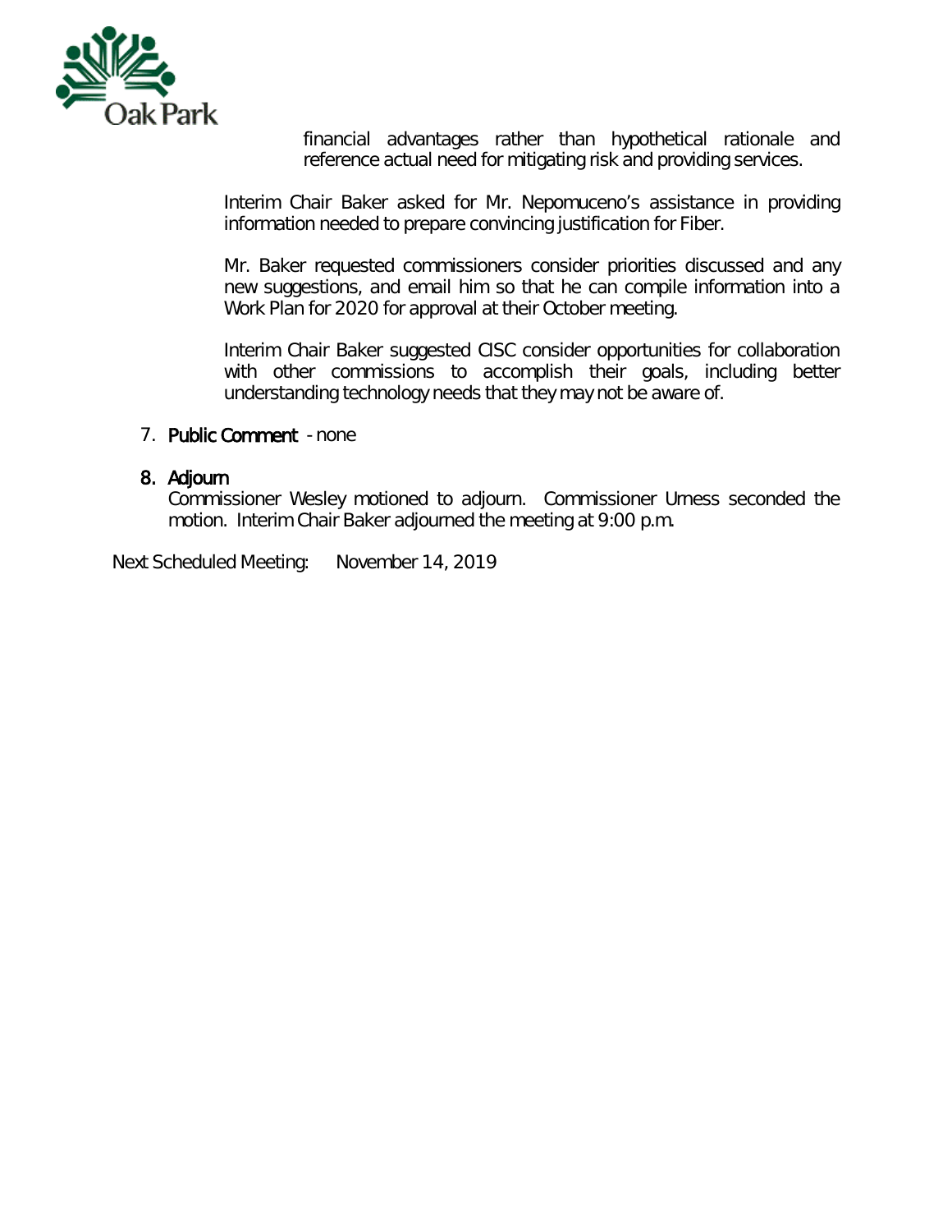financial advantages rather than hypothetical rationale and reference actual need for mitigating risk and providing services.

Interim Chair Baker asked for Mr. Nepomuceno's assistance in providing information needed to prepare convincing justification for Fiber.

Mr. Baker requested commissioners consider priorities discussed and any new suggestions, and email him so that he can compile information into a Work Plan for 2020 for approval at their October meeting.

Interim Chair Baker suggested CISC consider opportunities for collaboration with other commissions to accomplish their goals, including better understanding technology needs that they may not be aware of.

7. **Public Comment** - none

8. **Adjourn**
   Commissioner Wesley motioned to adjourn. Commissioner Urness seconded the motion. Interim Chair Baker adjourned the meeting at 9:00 p.m.

Next Scheduled Meeting: November 14, 2019